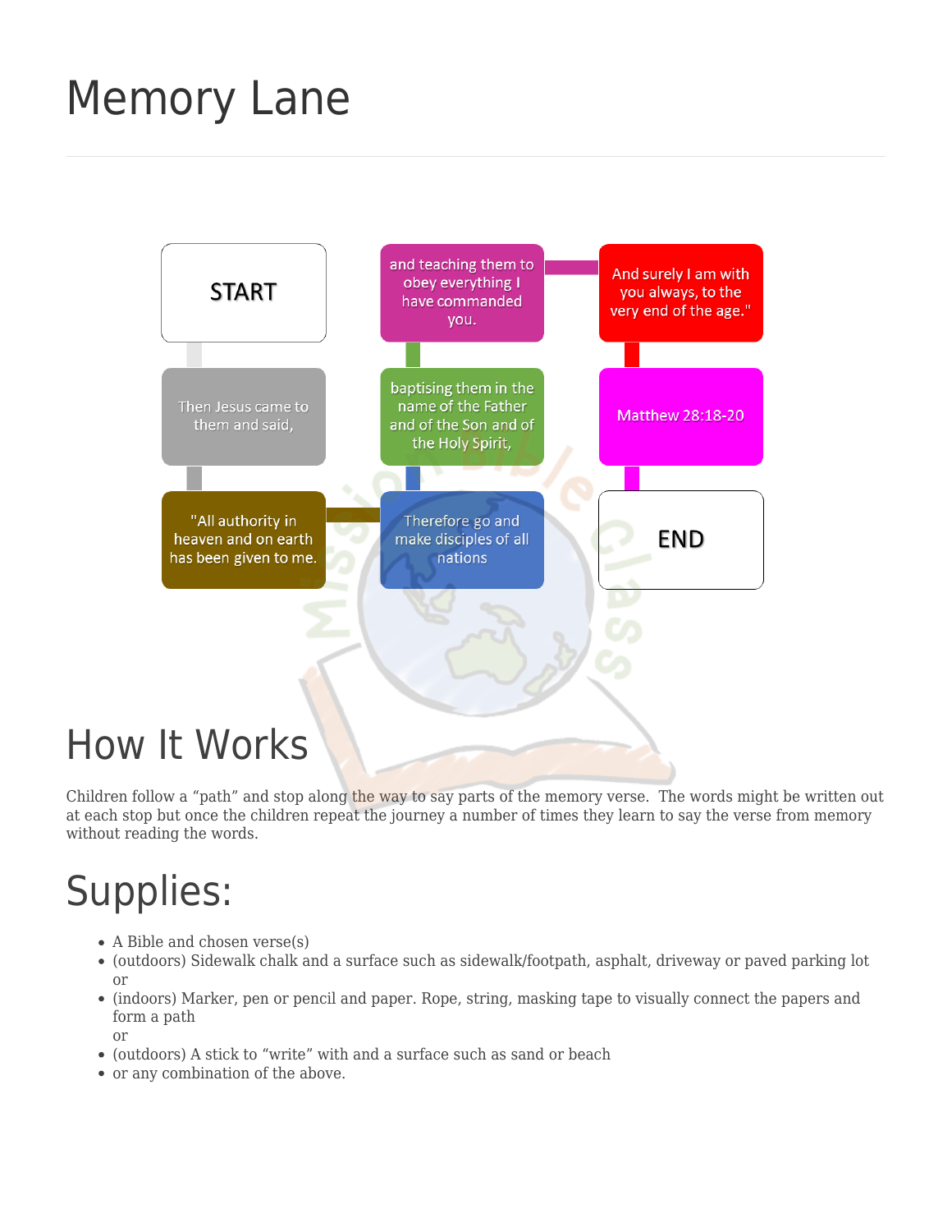# Memory Lane

START

Then Jesus came to them and said,

"All authority in heaven and on earth has been given to me.

Therefore go and make disciples of all nations

baptising them in the name of the Father and of the Son and of the Holy Spirit,

and teaching them to obey everything I have commanded you.

And surely I am with you always, to the very end of the age."

Matthew 28:18-20

END

# How It Works

Children follow a "path" and stop along the way to say parts of the memory verse. The words might be written out at each stop but once the children repeat the journey a number of times they learn to say the verse from memory without reading the words.

# Supplies:

- A Bible and chosen verse(s)
- (outdoors) Sidewalk chalk and a surface such as sidewalk/footpath, asphalt, driveway or paved parking lot
  or
- (indoors) Marker, pen or pencil and paper. Rope, string, masking tape to visually connect the papers and form a path
  or
- (outdoors) A stick to "write" with and a surface such as sand or beach
- or any combination of the above.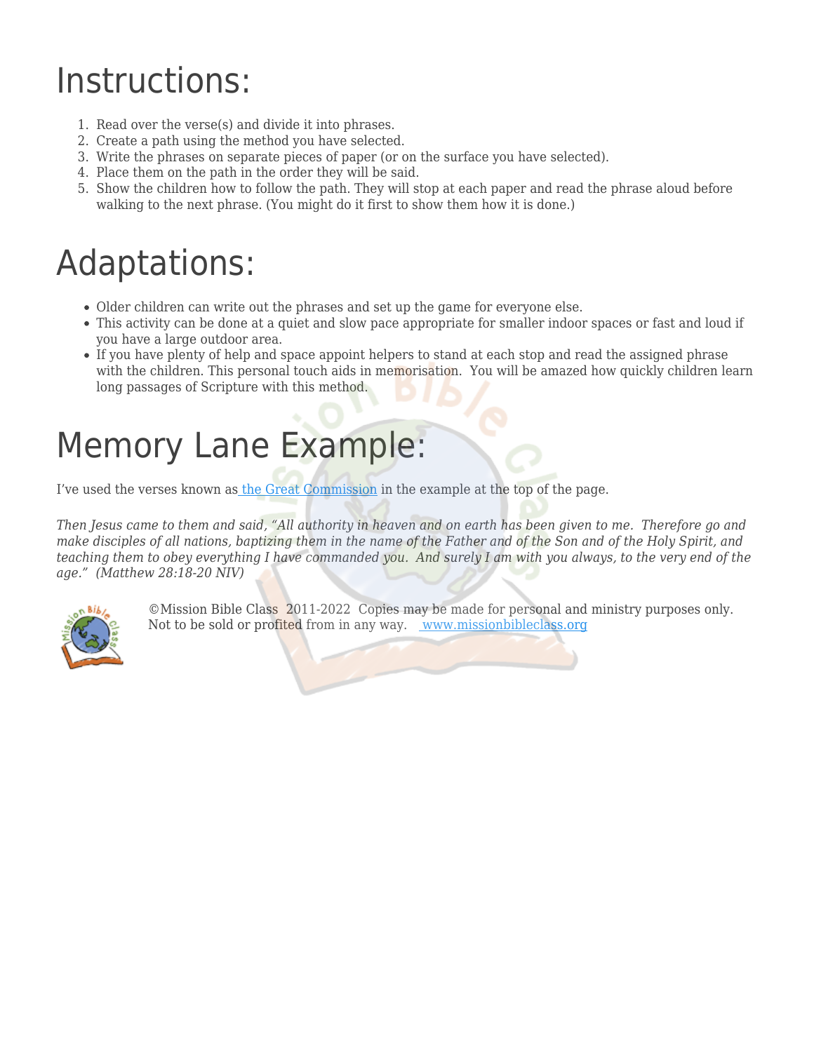# Instructions:

1. Read over the verse(s) and divide it into phrases.
2. Create a path using the method you have selected.
3. Write the phrases on separate pieces of paper (or on the surface you have selected).
4. Place them on the path in the order they will be said.
5. Show the children how to follow the path. They will stop at each paper and read the phrase aloud before walking to the next phrase. (You might do it first to show them how it is done.)

# Adaptations:

- Older children can write out the phrases and set up the game for everyone else.
- This activity can be done at a quiet and slow pace appropriate for smaller indoor spaces or fast and loud if you have a large outdoor area.
- If you have plenty of help and space appoint helpers to stand at each stop and read the assigned phrase with the children. This personal touch aids in memorisation. You will be amazed how quickly children learn long passages of Scripture with this method.

# Memory Lane Example:

I've used the verses known as the Great Commission in the example at the top of the page.

*Then Jesus came to them and said, "All authority in heaven and on earth has been given to me. Therefore go and make disciples of all nations, baptizing them in the name of the Father and of the Son and of the Holy Spirit, and teaching them to obey everything I have commanded you. And surely I am with you always, to the very end of the age." (Matthew 28:18-20 NIV)*

©Mission Bible Class 2011-2022 Copies may be made for personal and ministry purposes only. Not to be sold or profited from in any way. www.missionbibleclass.org